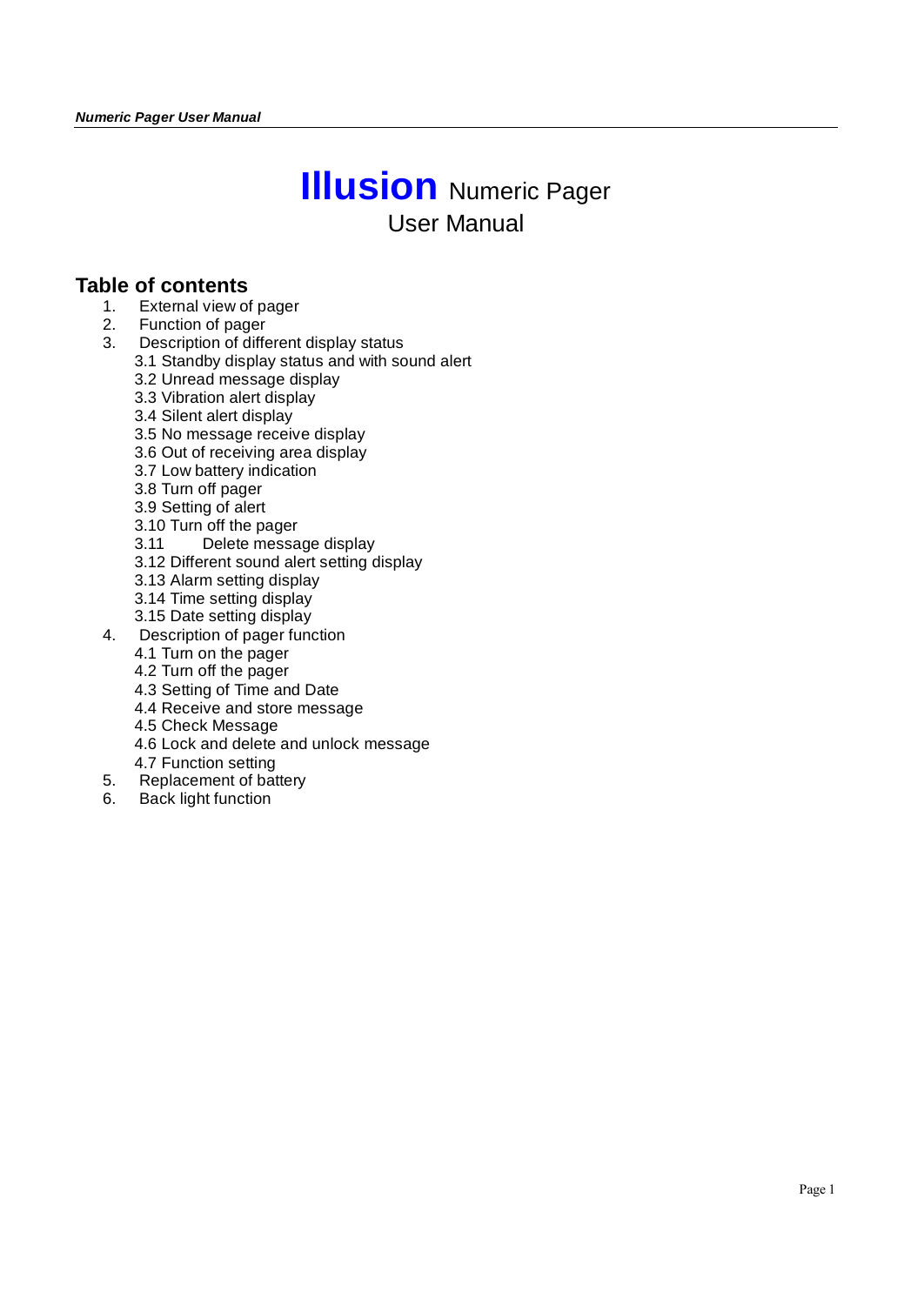# **Illusion** Numeric Pager User Manual

## Table of contents

1. External view of pager
2. Function of pager
3. Description of different display status
   - 3.1 Standby display status and with sound alert
   - 3.2 Unread message display
   - 3.3 Vibration alert display
   - 3.4 Silent alert display
   - 3.5 No message receive display
   - 3.6 Out of receiving area display
   - 3.7 Low battery indication
   - 3.8 Turn off pager
   - 3.9 Setting of alert
   - 3.10 Turn off the pager
   - 3.11 Delete message display
   - 3.12 Different sound alert setting display
   - 3.13 Alarm setting display
   - 3.14 Time setting display
   - 3.15 Date setting display
4. Description of pager function
   - 4.1 Turn on the pager
   - 4.2 Turn off the pager
   - 4.3 Setting of Time and Date
   - 4.4 Receive and store message
   - 4.5 Check Message
   - 4.6 Lock and delete and unlock message
   - 4.7 Function setting
5. Replacement of battery
6. Back light function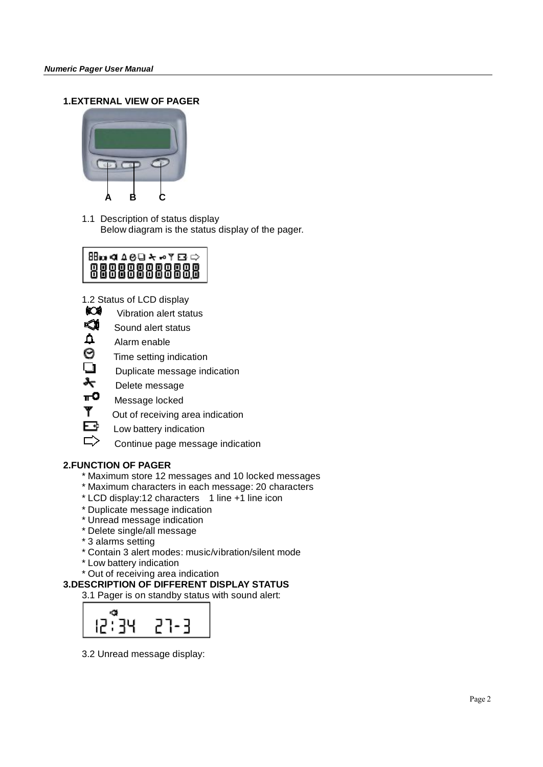## 1.EXTERNAL VIEW OF PAGER

A B C

1.1 Description of status display
Below diagram is the status display of the pager.

1.2 Status of LCD display

- Vibration alert status
- Sound alert status
- Alarm enable
- Time setting indication
- Duplicate message indication
- Delete message
- Message locked
- Out of receiving area indication
- Low battery indication
- Continue page message indication

## 2.FUNCTION OF PAGER

* Maximum store 12 messages and 10 locked messages
* Maximum characters in each message: 20 characters
* LCD display:12 characters 1 line +1 line icon
* Duplicate message indication
* Unread message indication
* Delete single/all message
* 3 alarms setting
* Contain 3 alert modes: music/vibration/silent mode
* Low battery indication
* Out of receiving area indication

## 3.DESCRIPTION OF DIFFERENT DISPLAY STATUS

3.1 Pager is on standby status with sound alert:

12:34 27-3

3.2 Unread message display: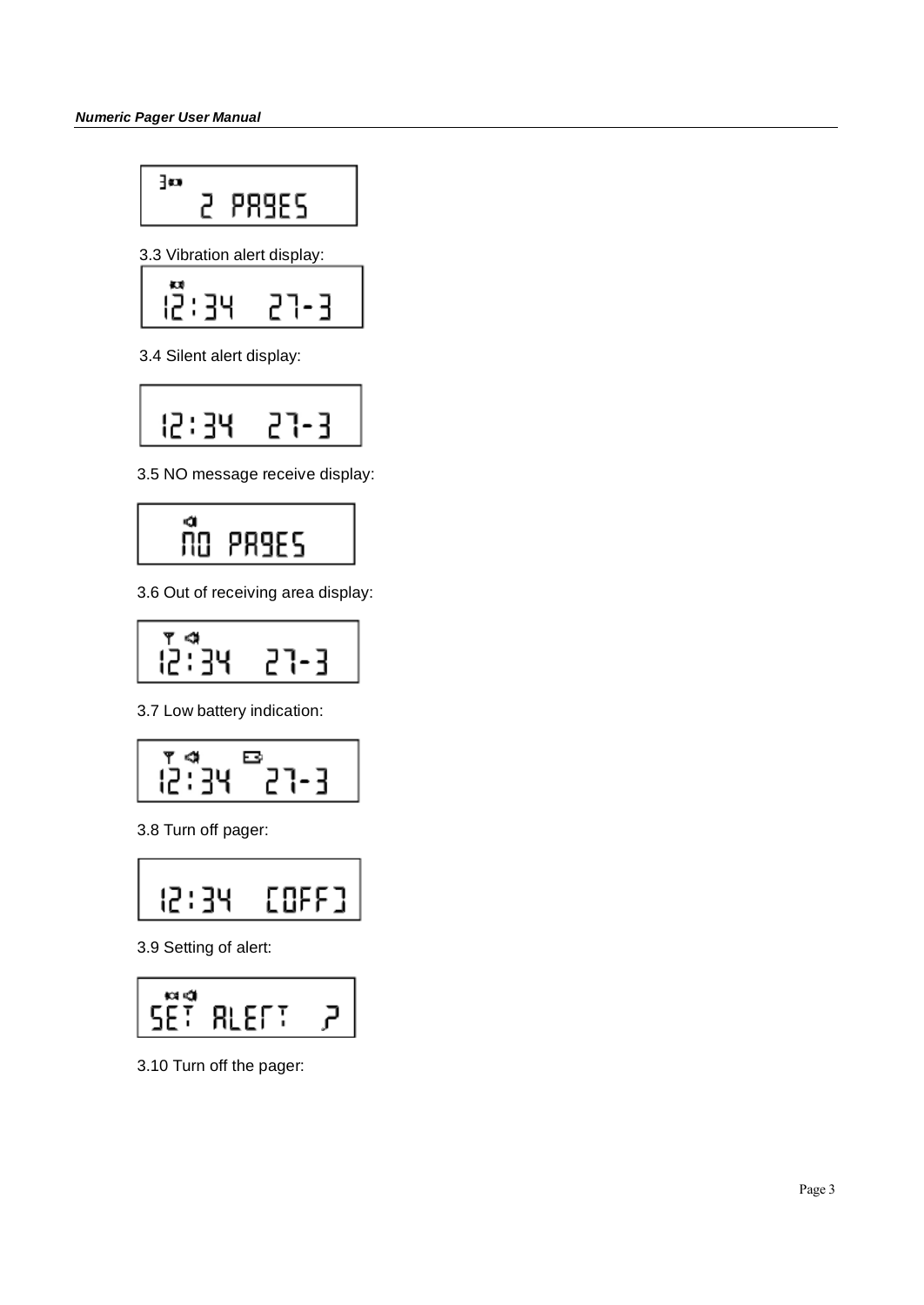```
2 PAGES
```

3.3 Vibration alert display:

```
12:34  27-3
```

3.4 Silent alert display:

```
12:34  27-3
```

3.5 NO message receive display:

```
NO PAGES
```

3.6 Out of receiving area display:

```
12:34  27-3
```

3.7 Low battery indication:

```
12:34  27-3
```

3.8 Turn off pager:

```
12:34  [OFF]
```

3.9 Setting of alert:

```
SET ALERT  ?
```

3.10 Turn off the pager: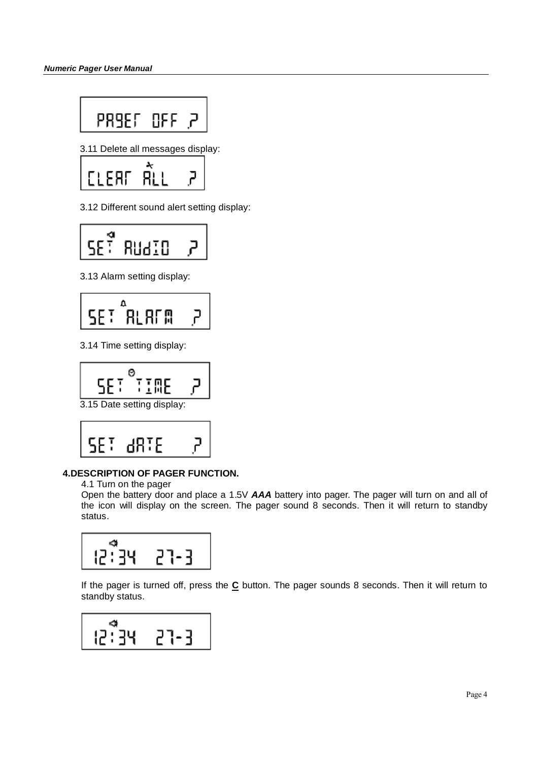PAGER OFF ?

3.11 Delete all messages display:

CLEAR ALL ?

3.12 Different sound alert setting display:

SET AUDIO ?

3.13 Alarm setting display:

SET ALARM ?

3.14 Time setting display:

SET TIME ?

3.15 Date setting display:

SET DATE ?

## 4.DESCRIPTION OF PAGER FUNCTION.

4.1 Turn on the pager

Open the battery door and place a 1.5V ***AAA*** battery into pager. The pager will turn on and all of the icon will display on the screen. The pager sound 8 seconds. Then it will return to standby status.

12:34 27-3

If the pager is turned off, press the **C** button. The pager sounds 8 seconds. Then it will return to standby status.

12:34 27-3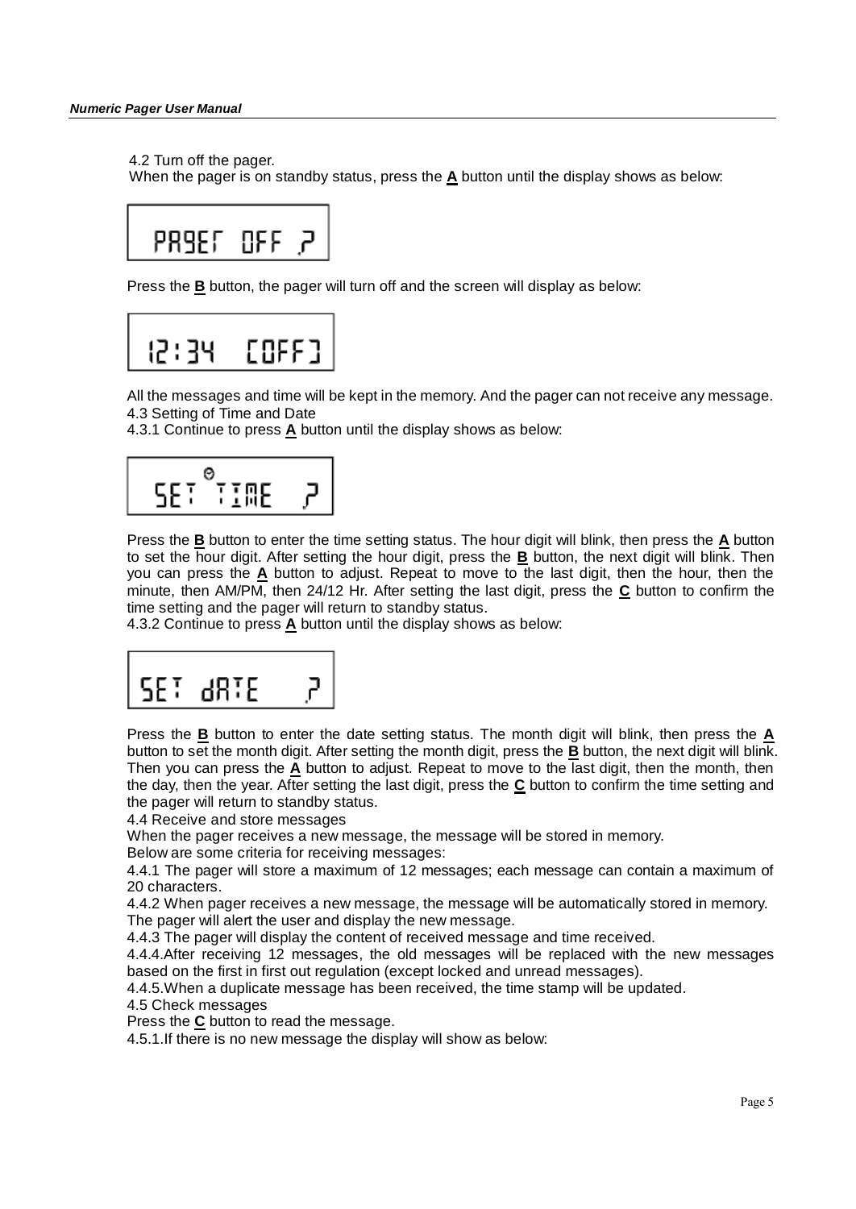4.2 Turn off the pager.

When the pager is on standby status, press the **A** button until the display shows as below:

```
PAGER OFF ?
```

Press the **B** button, the pager will turn off and the screen will display as below:

```
12:34  [OFF]
```

All the messages and time will be kept in the memory. And the pager can not receive any message.

4.3 Setting of Time and Date

4.3.1 Continue to press **A** button until the display shows as below:

```
SET TIME  ?
```

Press the **B** button to enter the time setting status. The hour digit will blink, then press the **A** button to set the hour digit. After setting the hour digit, press the **B** button, the next digit will blink. Then you can press the **A** button to adjust. Repeat to move to the last digit, then the hour, then the minute, then AM/PM, then 24/12 Hr. After setting the last digit, press the **C** button to confirm the time setting and the pager will return to standby status.

4.3.2 Continue to press **A** button until the display shows as below:

```
SET dATE   ?
```

Press the **B** button to enter the date setting status. The month digit will blink, then press the **A** button to set the month digit. After setting the month digit, press the **B** button, the next digit will blink. Then you can press the **A** button to adjust. Repeat to move to the last digit, then the month, then the day, then the year. After setting the last digit, press the **C** button to confirm the time setting and the pager will return to standby status.

4.4 Receive and store messages

When the pager receives a new message, the message will be stored in memory.

Below are some criteria for receiving messages:

4.4.1 The pager will store a maximum of 12 messages; each message can contain a maximum of 20 characters.

4.4.2 When pager receives a new message, the message will be automatically stored in memory. The pager will alert the user and display the new message.

4.4.3 The pager will display the content of received message and time received.

4.4.4.After receiving 12 messages, the old messages will be replaced with the new messages based on the first in first out regulation (except locked and unread messages).

4.4.5.When a duplicate message has been received, the time stamp will be updated.

4.5 Check messages

Press the **C** button to read the message.

4.5.1.If there is no new message the display will show as below: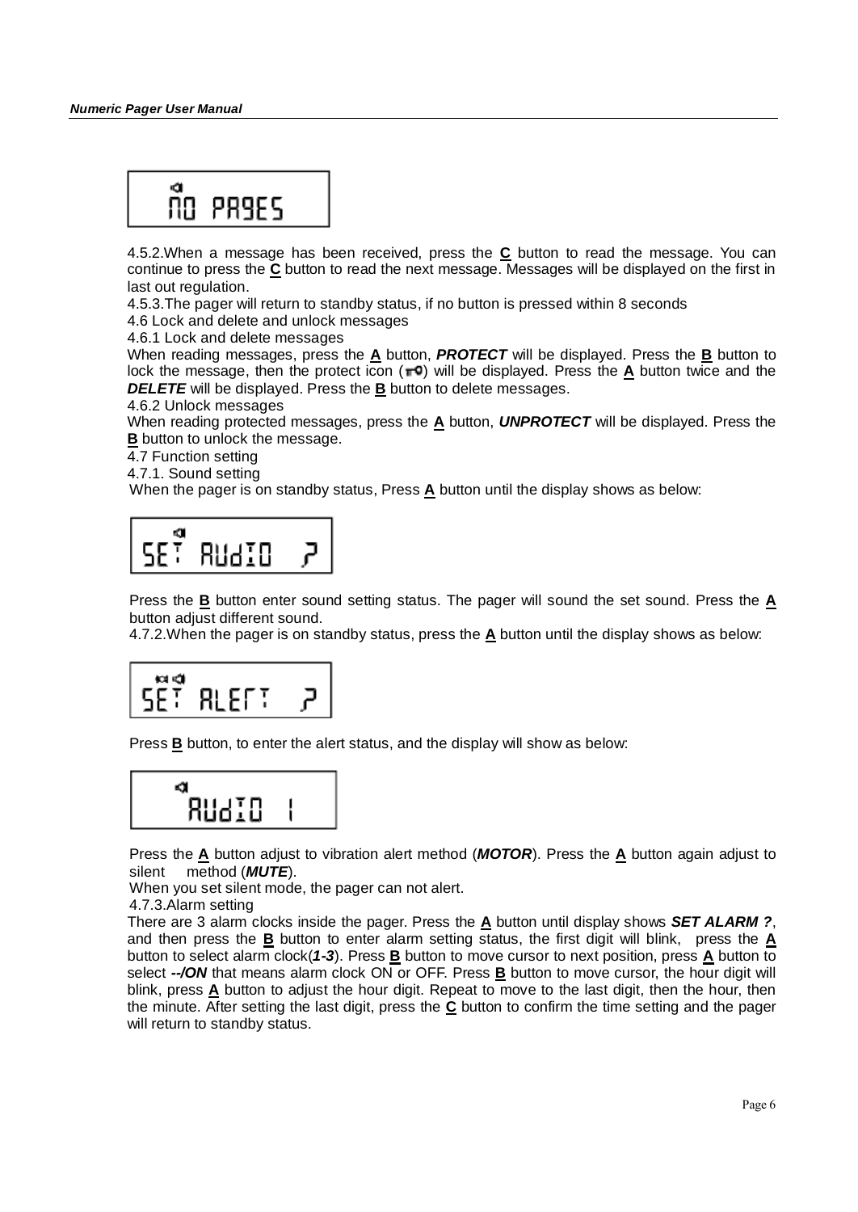NO PAGES

4.5.2.When a message has been received, press the **C** button to read the message. You can continue to press the **C** button to read the next message. Messages will be displayed on the first in last out regulation.

4.5.3.The pager will return to standby status, if no button is pressed within 8 seconds

4.6 Lock and delete and unlock messages

4.6.1 Lock and delete messages

When reading messages, press the **A** button, ***PROTECT*** will be displayed. Press the **B** button to lock the message, then the protect icon ( ) will be displayed. Press the **A** button twice and the ***DELETE*** will be displayed. Press the **B** button to delete messages.

4.6.2 Unlock messages

When reading protected messages, press the **A** button, ***UNPROTECT*** will be displayed. Press the **B** button to unlock the message.

4.7 Function setting

4.7.1. Sound setting

When the pager is on standby status, Press **A** button until the display shows as below:

SET AUDIO ?

Press the **B** button enter sound setting status. The pager will sound the set sound. Press the **A** button adjust different sound.

4.7.2.When the pager is on standby status, press the **A** button until the display shows as below:

SET ALERT ?

Press **B** button, to enter the alert status, and the display will show as below:

AUDIO 1

Press the **A** button adjust to vibration alert method (***MOTOR***). Press the **A** button again adjust to silent method (***MUTE***).

When you set silent mode, the pager can not alert.

4.7.3.Alarm setting

There are 3 alarm clocks inside the pager. Press the **A** button until display shows ***SET ALARM ?***, and then press the **B** button to enter alarm setting status, the first digit will blink, press the **A** button to select alarm clock(***1-3***). Press **B** button to move cursor to next position, press **A** button to select ***--/ON*** that means alarm clock ON or OFF. Press **B** button to move cursor, the hour digit will blink, press **A** button to adjust the hour digit. Repeat to move to the last digit, then the hour, then the minute. After setting the last digit, press the **C** button to confirm the time setting and the pager will return to standby status.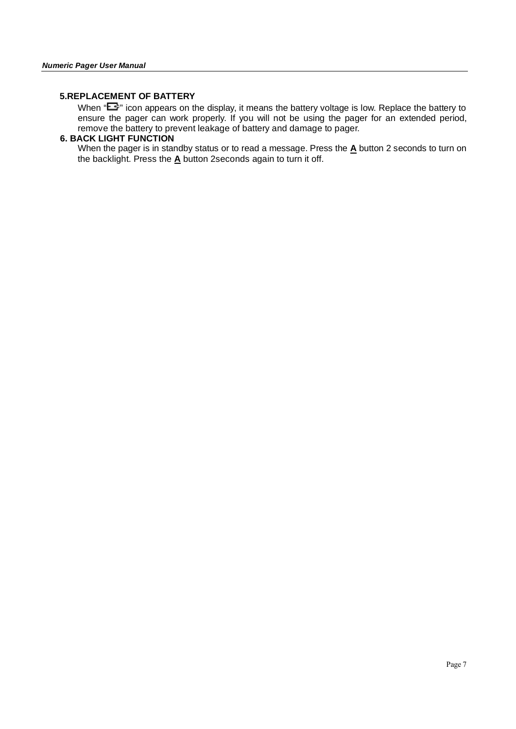### 5.REPLACEMENT OF BATTERY

When "▭" icon appears on the display, it means the battery voltage is low. Replace the battery to ensure the pager can work properly. If you will not be using the pager for an extended period, remove the battery to prevent leakage of battery and damage to pager.

### 6. BACK LIGHT FUNCTION

When the pager is in standby status or to read a message. Press the **A** button 2 seconds to turn on the backlight. Press the **A** button 2seconds again to turn it off.